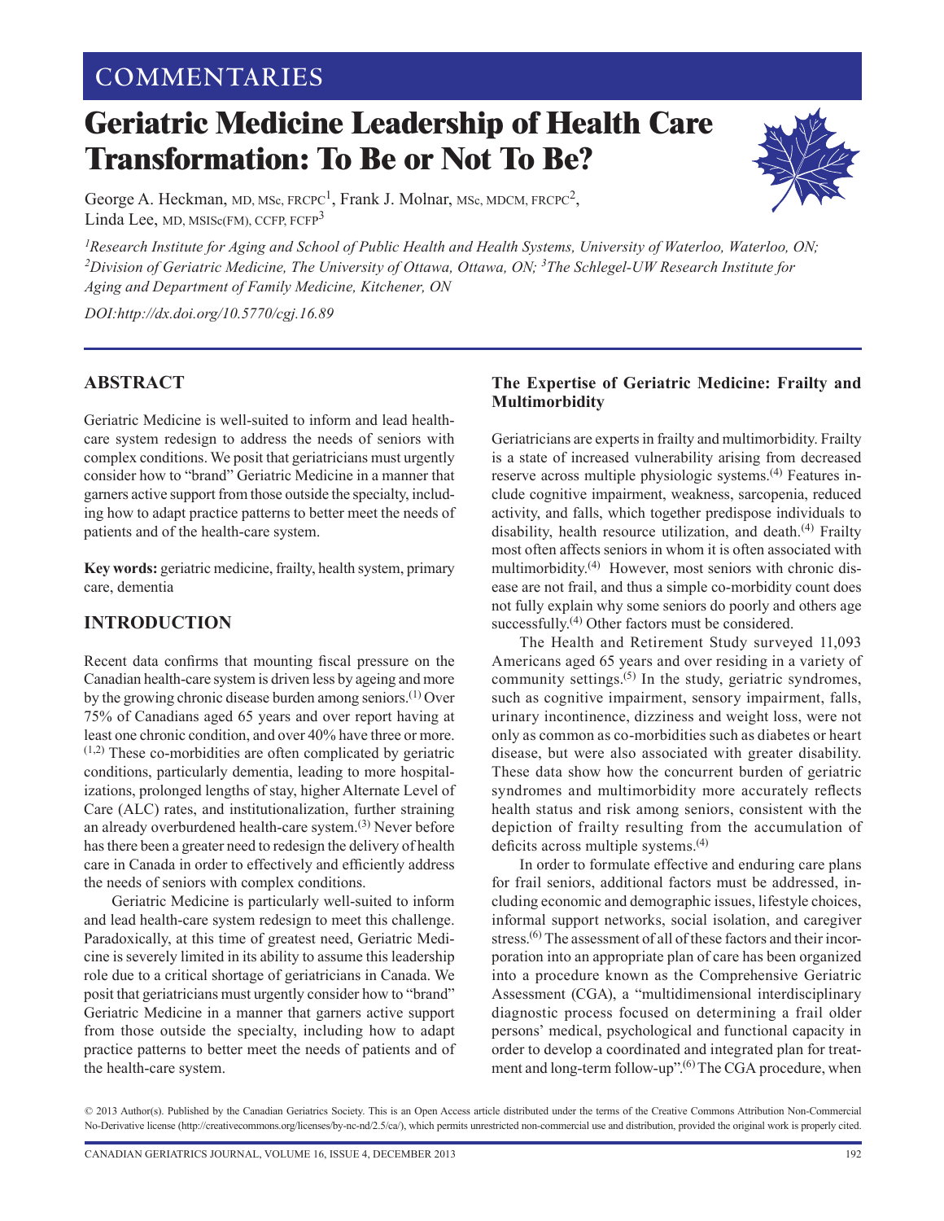COMMENTARIES

# Geriatric Medicine Leadership of Health Care Transformation: To Be or Not To Be?

George A. Heckman, MD, MSc, FRCPC[1], Frank J. Molnar, MSc, MDCM, FRCPC[2], Linda Lee, MD, MSISc(FM), CCFP, FCFP[3]

*[1]Research Institute for Aging and School of Public Health and Health Systems, University of Waterloo, Waterloo, ON; [2]Division of Geriatric Medicine, The University of Ottawa, Ottawa, ON; [3]The Schlegel-UW Research Institute for Aging and Department of Family Medicine, Kitchener, ON*

*DOI:http://dx.doi.org/10.5770/cgj.16.89*

## ABSTRACT

Geriatric Medicine is well-suited to inform and lead health-care system redesign to address the needs of seniors with complex conditions. We posit that geriatricians must urgently consider how to "brand" Geriatric Medicine in a manner that garners active support from those outside the specialty, including how to adapt practice patterns to better meet the needs of patients and of the health-care system.

**Key words:** geriatric medicine, frailty, health system, primary care, dementia

## INTRODUCTION

Recent data confirms that mounting fiscal pressure on the Canadian health-care system is driven less by ageing and more by the growing chronic disease burden among seniors.[1] Over 75% of Canadians aged 65 years and over report having at least one chronic condition, and over 40% have three or more.[1,2] These co-morbidities are often complicated by geriatric conditions, particularly dementia, leading to more hospitalizations, prolonged lengths of stay, higher Alternate Level of Care (ALC) rates, and institutionalization, further straining an already overburdened health-care system.[3] Never before has there been a greater need to redesign the delivery of health care in Canada in order to effectively and efficiently address the needs of seniors with complex conditions.

Geriatric Medicine is particularly well-suited to inform and lead health-care system redesign to meet this challenge. Paradoxically, at this time of greatest need, Geriatric Medicine is severely limited in its ability to assume this leadership role due to a critical shortage of geriatricians in Canada. We posit that geriatricians must urgently consider how to "brand" Geriatric Medicine in a manner that garners active support from those outside the specialty, including how to adapt practice patterns to better meet the needs of patients and of the health-care system.

### The Expertise of Geriatric Medicine: Frailty and Multimorbidity

Geriatricians are experts in frailty and multimorbidity. Frailty is a state of increased vulnerability arising from decreased reserve across multiple physiologic systems.[4] Features include cognitive impairment, weakness, sarcopenia, reduced activity, and falls, which together predispose individuals to disability, health resource utilization, and death.[4] Frailty most often affects seniors in whom it is often associated with multimorbidity.[4] However, most seniors with chronic disease are not frail, and thus a simple co-morbidity count does not fully explain why some seniors do poorly and others age successfully.[4] Other factors must be considered.

The Health and Retirement Study surveyed 11,093 Americans aged 65 years and over residing in a variety of community settings.[5] In the study, geriatric syndromes, such as cognitive impairment, sensory impairment, falls, urinary incontinence, dizziness and weight loss, were not only as common as co-morbidities such as diabetes or heart disease, but were also associated with greater disability. These data show how the concurrent burden of geriatric syndromes and multimorbidity more accurately reflects health status and risk among seniors, consistent with the depiction of frailty resulting from the accumulation of deficits across multiple systems.[4]

In order to formulate effective and enduring care plans for frail seniors, additional factors must be addressed, including economic and demographic issues, lifestyle choices, informal support networks, social isolation, and caregiver stress.[6] The assessment of all of these factors and their incorporation into an appropriate plan of care has been organized into a procedure known as the Comprehensive Geriatric Assessment (CGA), a "multidimensional interdisciplinary diagnostic process focused on determining a frail older persons' medical, psychological and functional capacity in order to develop a coordinated and integrated plan for treatment and long-term follow-up".[6] The CGA procedure, when

© 2013 Author(s). Published by the Canadian Geriatrics Society. This is an Open Access article distributed under the terms of the Creative Commons Attribution Non-Commercial No-Derivative license (http://creativecommons.org/licenses/by-nc-nd/2.5/ca/), which permits unrestricted non-commercial use and distribution, provided the original work is properly cited.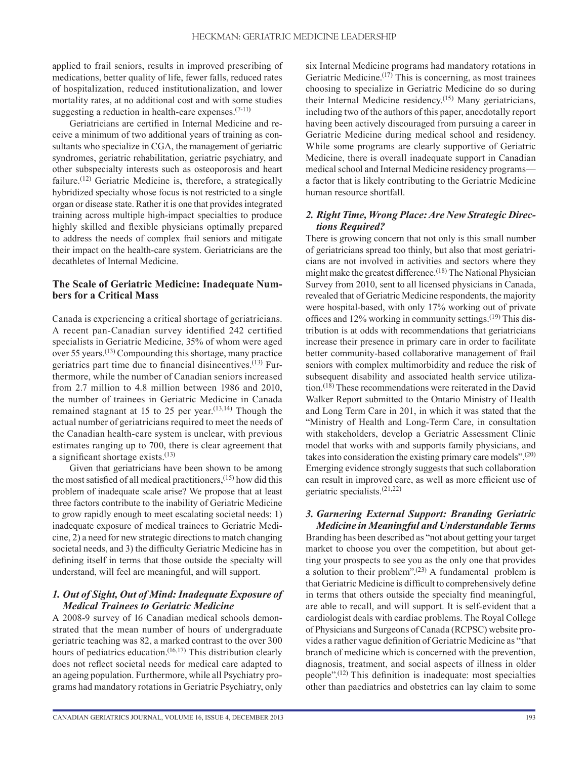applied to frail seniors, results in improved prescribing of medications, better quality of life, fewer falls, reduced rates of hospitalization, reduced institutionalization, and lower mortality rates, at no additional cost and with some studies suggesting a reduction in health-care expenses.[7-11]

Geriatricians are certified in Internal Medicine and receive a minimum of two additional years of training as consultants who specialize in CGA, the management of geriatric syndromes, geriatric rehabilitation, geriatric psychiatry, and other subspecialty interests such as osteoporosis and heart failure.[12] Geriatric Medicine is, therefore, a strategically hybridized specialty whose focus is not restricted to a single organ or disease state. Rather it is one that provides integrated training across multiple high-impact specialties to produce highly skilled and flexible physicians optimally prepared to address the needs of complex frail seniors and mitigate their impact on the health-care system. Geriatricians are the decathletes of Internal Medicine.

## The Scale of Geriatric Medicine: Inadequate Numbers for a Critical Mass

Canada is experiencing a critical shortage of geriatricians. A recent pan-Canadian survey identified 242 certified specialists in Geriatric Medicine, 35% of whom were aged over 55 years.[13] Compounding this shortage, many practice geriatrics part time due to financial disincentives.[13] Furthermore, while the number of Canadian seniors increased from 2.7 million to 4.8 million between 1986 and 2010, the number of trainees in Geriatric Medicine in Canada remained stagnant at 15 to 25 per year.[13,14] Though the actual number of geriatricians required to meet the needs of the Canadian health-care system is unclear, with previous estimates ranging up to 700, there is clear agreement that a significant shortage exists.[13]

Given that geriatricians have been shown to be among the most satisfied of all medical practitioners,[15] how did this problem of inadequate scale arise? We propose that at least three factors contribute to the inability of Geriatric Medicine to grow rapidly enough to meet escalating societal needs: 1) inadequate exposure of medical trainees to Geriatric Medicine, 2) a need for new strategic directions to match changing societal needs, and 3) the difficulty Geriatric Medicine has in defining itself in terms that those outside the specialty will understand, will feel are meaningful, and will support.

### *1. Out of Sight, Out of Mind: Inadequate Exposure of Medical Trainees to Geriatric Medicine*

A 2008-9 survey of 16 Canadian medical schools demonstrated that the mean number of hours of undergraduate geriatric teaching was 82, a marked contrast to the over 300 hours of pediatrics education.[16,17] This distribution clearly does not reflect societal needs for medical care adapted to an ageing population. Furthermore, while all Psychiatry programs had mandatory rotations in Geriatric Psychiatry, only six Internal Medicine programs had mandatory rotations in Geriatric Medicine.[17] This is concerning, as most trainees choosing to specialize in Geriatric Medicine do so during their Internal Medicine residency.[15] Many geriatricians, including two of the authors of this paper, anecdotally report having been actively discouraged from pursuing a career in Geriatric Medicine during medical school and residency. While some programs are clearly supportive of Geriatric Medicine, there is overall inadequate support in Canadian medical school and Internal Medicine residency programs—a factor that is likely contributing to the Geriatric Medicine human resource shortfall.

### *2. Right Time, Wrong Place: Are New Strategic Directions Required?*

There is growing concern that not only is this small number of geriatricians spread too thinly, but also that most geriatricians are not involved in activities and sectors where they might make the greatest difference.[18] The National Physician Survey from 2010, sent to all licensed physicians in Canada, revealed that of Geriatric Medicine respondents, the majority were hospital-based, with only 17% working out of private offices and 12% working in community settings.[19] This distribution is at odds with recommendations that geriatricians increase their presence in primary care in order to facilitate better community-based collaborative management of frail seniors with complex multimorbidity and reduce the risk of subsequent disability and associated health service utilization.[18] These recommendations were reiterated in the David Walker Report submitted to the Ontario Ministry of Health and Long Term Care in 201, in which it was stated that the "Ministry of Health and Long-Term Care, in consultation with stakeholders, develop a Geriatric Assessment Clinic model that works with and supports family physicians, and takes into consideration the existing primary care models".[20] Emerging evidence strongly suggests that such collaboration can result in improved care, as well as more efficient use of geriatric specialists.[21,22]

### *3. Garnering External Support: Branding Geriatric Medicine in Meaningful and Understandable Terms*

Branding has been described as "not about getting your target market to choose you over the competition, but about getting your prospects to see you as the only one that provides a solution to their problem".[23] A fundamental problem is that Geriatric Medicine is difficult to comprehensively define in terms that others outside the specialty find meaningful, are able to recall, and will support. It is self-evident that a cardiologist deals with cardiac problems. The Royal College of Physicians and Surgeons of Canada (RCPSC) website provides a rather vague definition of Geriatric Medicine as "that branch of medicine which is concerned with the prevention, diagnosis, treatment, and social aspects of illness in older people".[12] This definition is inadequate: most specialties other than paediatrics and obstetrics can lay claim to some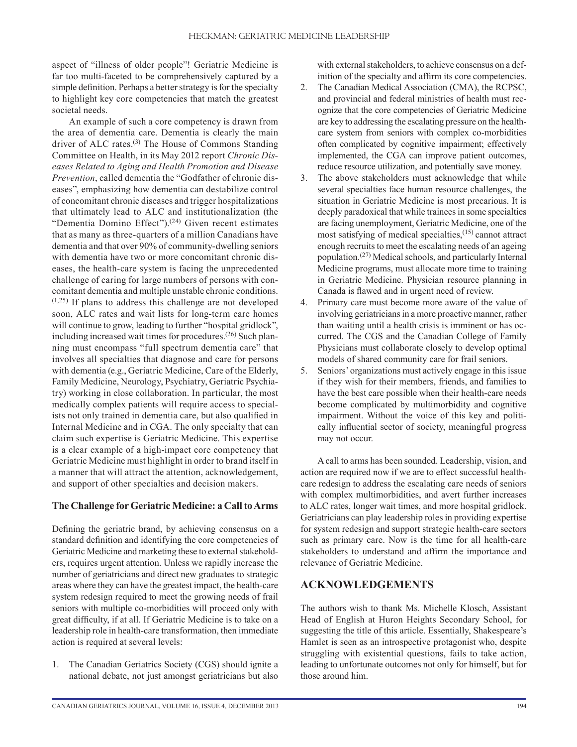aspect of "illness of older people"! Geriatric Medicine is far too multi-faceted to be comprehensively captured by a simple definition. Perhaps a better strategy is for the specialty to highlight key core competencies that match the greatest societal needs.

An example of such a core competency is drawn from the area of dementia care. Dementia is clearly the main driver of ALC rates.[3] The House of Commons Standing Committee on Health, in its May 2012 report *Chronic Diseases Related to Aging and Health Promotion and Disease Prevention*, called dementia the "Godfather of chronic diseases", emphasizing how dementia can destabilize control of concomitant chronic diseases and trigger hospitalizations that ultimately lead to ALC and institutionalization (the "Dementia Domino Effect").[24] Given recent estimates that as many as three-quarters of a million Canadians have dementia and that over 90% of community-dwelling seniors with dementia have two or more concomitant chronic diseases, the health-care system is facing the unprecedented challenge of caring for large numbers of persons with concomitant dementia and multiple unstable chronic conditions.[1,25] If plans to address this challenge are not developed soon, ALC rates and wait lists for long-term care homes will continue to grow, leading to further "hospital gridlock", including increased wait times for procedures.[26] Such planning must encompass "full spectrum dementia care" that involves all specialties that diagnose and care for persons with dementia (e.g., Geriatric Medicine, Care of the Elderly, Family Medicine, Neurology, Psychiatry, Geriatric Psychiatry) working in close collaboration. In particular, the most medically complex patients will require access to specialists not only trained in dementia care, but also qualified in Internal Medicine and in CGA. The only specialty that can claim such expertise is Geriatric Medicine. This expertise is a clear example of a high-impact core competency that Geriatric Medicine must highlight in order to brand itself in a manner that will attract the attention, acknowledgement, and support of other specialties and decision makers.

### The Challenge for Geriatric Medicine: a Call to Arms

Defining the geriatric brand, by achieving consensus on a standard definition and identifying the core competencies of Geriatric Medicine and marketing these to external stakeholders, requires urgent attention. Unless we rapidly increase the number of geriatricians and direct new graduates to strategic areas where they can have the greatest impact, the health-care system redesign required to meet the growing needs of frail seniors with multiple co-morbidities will proceed only with great difficulty, if at all. If Geriatric Medicine is to take on a leadership role in health-care transformation, then immediate action is required at several levels:

1. The Canadian Geriatrics Society (CGS) should ignite a national debate, not just amongst geriatricians but also with external stakeholders, to achieve consensus on a definition of the specialty and affirm its core competencies.
2. The Canadian Medical Association (CMA), the RCPSC, and provincial and federal ministries of health must recognize that the core competencies of Geriatric Medicine are key to addressing the escalating pressure on the health-care system from seniors with complex co-morbidities often complicated by cognitive impairment; effectively implemented, the CGA can improve patient outcomes, reduce resource utilization, and potentially save money.
3. The above stakeholders must acknowledge that while several specialties face human resource challenges, the situation in Geriatric Medicine is most precarious. It is deeply paradoxical that while trainees in some specialties are facing unemployment, Geriatric Medicine, one of the most satisfying of medical specialties,[15] cannot attract enough recruits to meet the escalating needs of an ageing population.[27] Medical schools, and particularly Internal Medicine programs, must allocate more time to training in Geriatric Medicine. Physician resource planning in Canada is flawed and in urgent need of review.
4. Primary care must become more aware of the value of involving geriatricians in a more proactive manner, rather than waiting until a health crisis is imminent or has occurred. The CGS and the Canadian College of Family Physicians must collaborate closely to develop optimal models of shared community care for frail seniors.
5. Seniors' organizations must actively engage in this issue if they wish for their members, friends, and families to have the best care possible when their health-care needs become complicated by multimorbidity and cognitive impairment. Without the voice of this key and politically influential sector of society, meaningful progress may not occur.

A call to arms has been sounded. Leadership, vision, and action are required now if we are to effect successful health-care redesign to address the escalating care needs of seniors with complex multimorbidities, and avert further increases to ALC rates, longer wait times, and more hospital gridlock. Geriatricians can play leadership roles in providing expertise for system redesign and support strategic health-care sectors such as primary care. Now is the time for all health-care stakeholders to understand and affirm the importance and relevance of Geriatric Medicine.

## ACKNOWLEDGEMENTS

The authors wish to thank Ms. Michelle Klosch, Assistant Head of English at Huron Heights Secondary School, for suggesting the title of this article. Essentially, Shakespeare's Hamlet is seen as an introspective protagonist who, despite struggling with existential questions, fails to take action, leading to unfortunate outcomes not only for himself, but for those around him.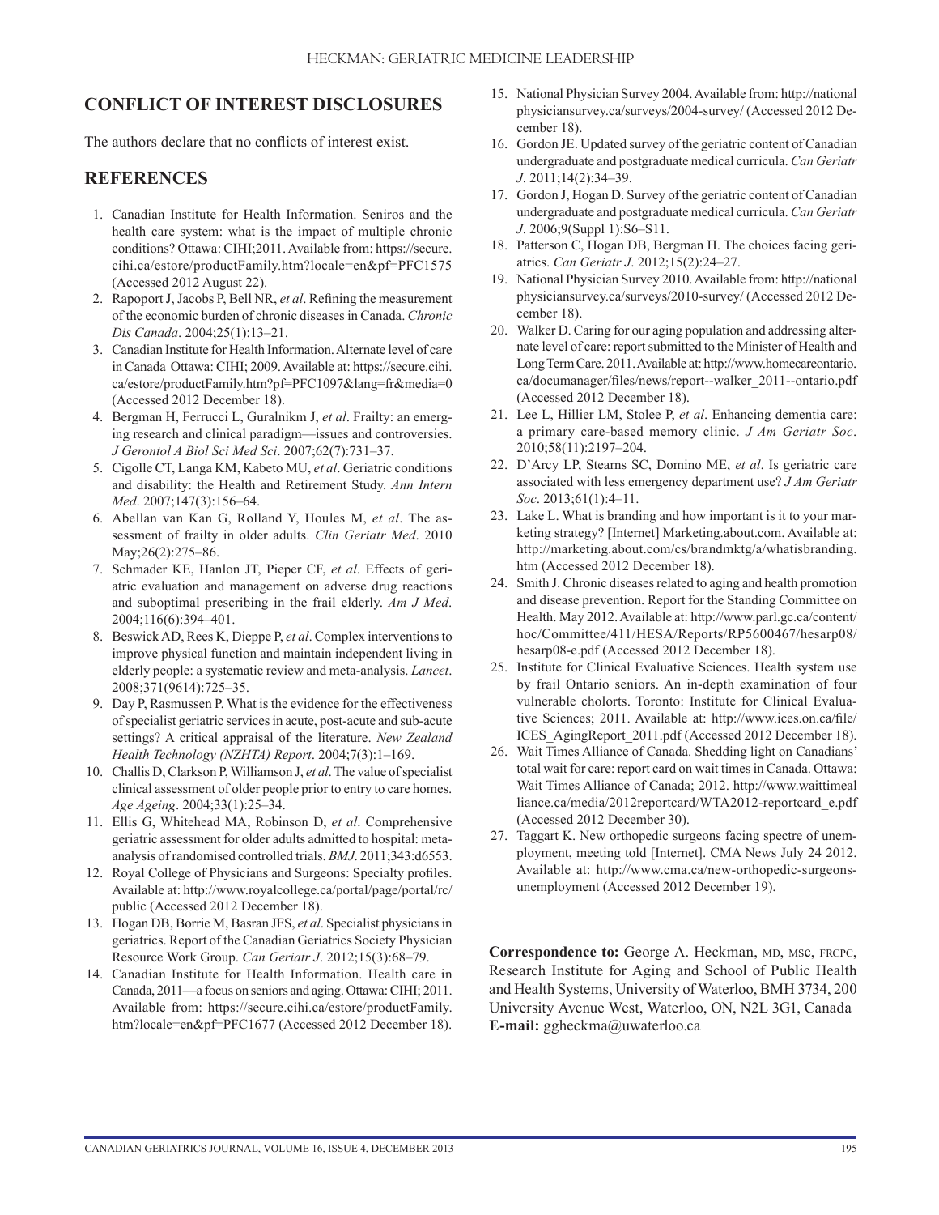## CONFLICT OF INTEREST DISCLOSURES

The authors declare that no conflicts of interest exist.

## REFERENCES

1. Canadian Institute for Health Information. Seniros and the health care system: what is the impact of multiple chronic conditions? Ottawa: CIHI;2011. Available from: https://secure.cihi.ca/estore/productFamily.htm?locale=en&pf=PFC1575 (Accessed 2012 August 22).
2. Rapoport J, Jacobs P, Bell NR, *et al*. Refining the measurement of the economic burden of chronic diseases in Canada. *Chronic Dis Canada*. 2004;25(1):13–21.
3. Canadian Institute for Health Information. Alternate level of care in Canada Ottawa: CIHI; 2009. Available at: https://secure.cihi.ca/estore/productFamily.htm?pf=PFC1097&lang=fr&media=0 (Accessed 2012 December 18).
4. Bergman H, Ferrucci L, Guralnikm J, *et al*. Frailty: an emerging research and clinical paradigm—issues and controversies. *J Gerontol A Biol Sci Med Sci*. 2007;62(7):731–37.
5. Cigolle CT, Langa KM, Kabeto MU, *et al*. Geriatric conditions and disability: the Health and Retirement Study. *Ann Intern Med*. 2007;147(3):156–64.
6. Abellan van Kan G, Rolland Y, Houles M, *et al*. The assessment of frailty in older adults. *Clin Geriatr Med*. 2010 May;26(2):275–86.
7. Schmader KE, Hanlon JT, Pieper CF, *et al*. Effects of geriatric evaluation and management on adverse drug reactions and suboptimal prescribing in the frail elderly. *Am J Med*. 2004;116(6):394–401.
8. Beswick AD, Rees K, Dieppe P, *et al*. Complex interventions to improve physical function and maintain independent living in elderly people: a systematic review and meta-analysis. *Lancet*. 2008;371(9614):725–35.
9. Day P, Rasmussen P. What is the evidence for the effectiveness of specialist geriatric services in acute, post-acute and sub-acute settings? A critical appraisal of the literature. *New Zealand Health Technology (NZHTA) Report*. 2004;7(3):1–169.
10. Challis D, Clarkson P, Williamson J, *et al*. The value of specialist clinical assessment of older people prior to entry to care homes. *Age Ageing*. 2004;33(1):25–34.
11. Ellis G, Whitehead MA, Robinson D, *et al*. Comprehensive geriatric assessment for older adults admitted to hospital: meta-analysis of randomised controlled trials. *BMJ*. 2011;343:d6553.
12. Royal College of Physicians and Surgeons: Specialty profiles. Available at: http://www.royalcollege.ca/portal/page/portal/rc/public (Accessed 2012 December 18).
13. Hogan DB, Borrie M, Basran JFS, *et al*. Specialist physicians in geriatrics. Report of the Canadian Geriatrics Society Physician Resource Work Group. *Can Geriatr J*. 2012;15(3):68–79.
14. Canadian Institute for Health Information. Health care in Canada, 2011—a focus on seniors and aging. Ottawa: CIHI; 2011. Available from: https://secure.cihi.ca/estore/productFamily.htm?locale=en&pf=PFC1677 (Accessed 2012 December 18).
15. National Physician Survey 2004. Available from: http://nationalphysiciansurvey.ca/surveys/2004-survey/ (Accessed 2012 December 18).
16. Gordon JE. Updated survey of the geriatric content of Canadian undergraduate and postgraduate medical curricula. *Can Geriatr J*. 2011;14(2):34–39.
17. Gordon J, Hogan D. Survey of the geriatric content of Canadian undergraduate and postgraduate medical curricula. *Can Geriatr J*. 2006;9(Suppl 1):S6–S11.
18. Patterson C, Hogan DB, Bergman H. The choices facing geriatrics. *Can Geriatr J*. 2012;15(2):24–27.
19. National Physician Survey 2010. Available from: http://nationalphysiciansurvey.ca/surveys/2010-survey/ (Accessed 2012 December 18).
20. Walker D. Caring for our aging population and addressing alternate level of care: report submitted to the Minister of Health and Long Term Care. 2011. Available at: http://www.homecareontario.ca/documanager/files/news/report--walker_2011--ontario.pdf (Accessed 2012 December 18).
21. Lee L, Hillier LM, Stolee P, *et al*. Enhancing dementia care: a primary care-based memory clinic. *J Am Geriatr Soc*. 2010;58(11):2197–204.
22. D'Arcy LP, Stearns SC, Domino ME, *et al*. Is geriatric care associated with less emergency department use? *J Am Geriatr Soc*. 2013;61(1):4–11.
23. Lake L. What is branding and how important is it to your marketing strategy? [Internet] Marketing.about.com. Available at: http://marketing.about.com/cs/brandmktg/a/whatisbranding.htm (Accessed 2012 December 18).
24. Smith J. Chronic diseases related to aging and health promotion and disease prevention. Report for the Standing Committee on Health. May 2012. Available at: http://www.parl.gc.ca/content/hoc/Committee/411/HESA/Reports/RP5600467/hesarp08/hesarp08-e.pdf (Accessed 2012 December 18).
25. Institute for Clinical Evaluative Sciences. Health system use by frail Ontario seniors. An in-depth examination of four vulnerable cholorts. Toronto: Institute for Clinical Evaluative Sciences; 2011. Available at: http://www.ices.on.ca/file/ICES_AgingReport_2011.pdf (Accessed 2012 December 18).
26. Wait Times Alliance of Canada. Shedding light on Canadians' total wait for care: report card on wait times in Canada. Ottawa: Wait Times Alliance of Canada; 2012. http://www.waittimealliance.ca/media/2012reportcard/WTA2012-reportcard_e.pdf (Accessed 2012 December 30).
27. Taggart K. New orthopedic surgeons facing spectre of unemployment, meeting told [Internet]. CMA News July 24 2012. Available at: http://www.cma.ca/new-orthopedic-surgeons-unemployment (Accessed 2012 December 19).

**Correspondence to:** George A. Heckman, MD, MSc, FRCPC, Research Institute for Aging and School of Public Health and Health Systems, University of Waterloo, BMH 3734, 200 University Avenue West, Waterloo, ON, N2L 3G1, Canada
**E-mail:** ggheckma@uwaterloo.ca